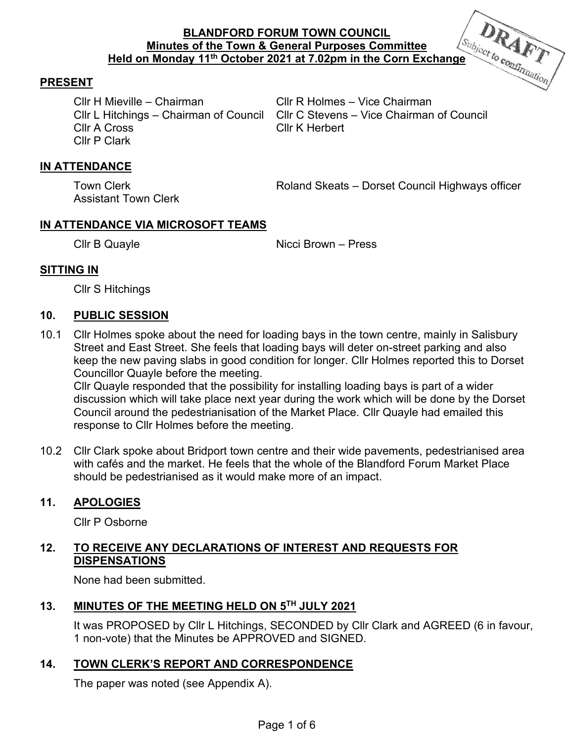# BLANDFORD FORUM TOWN COUNCIL
## Minutes of the Town & General Purposes Committee
## Held on Monday 11th October 2021 at 7.02pm in the Corn Exchange

DRAFT Subject to confirmation

## PRESENT

Cllr H Mieville – Chairman
Cllr R Holmes – Vice Chairman
Cllr L Hitchings – Chairman of Council
Cllr C Stevens – Vice Chairman of Council
Cllr A Cross
Cllr K Herbert
Cllr P Clark

## IN ATTENDANCE

Town Clerk
Assistant Town Clerk
Roland Skeats – Dorset Council Highways officer

## IN ATTENDANCE VIA MICROSOFT TEAMS

Cllr B Quayle
Nicci Brown – Press

## SITTING IN

Cllr S Hitchings

## 10. PUBLIC SESSION

10.1 Cllr Holmes spoke about the need for loading bays in the town centre, mainly in Salisbury Street and East Street. She feels that loading bays will deter on-street parking and also keep the new paving slabs in good condition for longer. Cllr Holmes reported this to Dorset Councillor Quayle before the meeting.
Cllr Quayle responded that the possibility for installing loading bays is part of a wider discussion which will take place next year during the work which will be done by the Dorset Council around the pedestrianisation of the Market Place. Cllr Quayle had emailed this response to Cllr Holmes before the meeting.

10.2 Cllr Clark spoke about Bridport town centre and their wide pavements, pedestrianised area with cafés and the market. He feels that the whole of the Blandford Forum Market Place should be pedestrianised as it would make more of an impact.

## 11. APOLOGIES

Cllr P Osborne

## 12. TO RECEIVE ANY DECLARATIONS OF INTEREST AND REQUESTS FOR DISPENSATIONS

None had been submitted.

## 13. MINUTES OF THE MEETING HELD ON 5TH JULY 2021

It was PROPOSED by Cllr L Hitchings, SECONDED by Cllr Clark and AGREED (6 in favour, 1 non-vote) that the Minutes be APPROVED and SIGNED.

## 14. TOWN CLERK'S REPORT AND CORRESPONDENCE

The paper was noted (see Appendix A).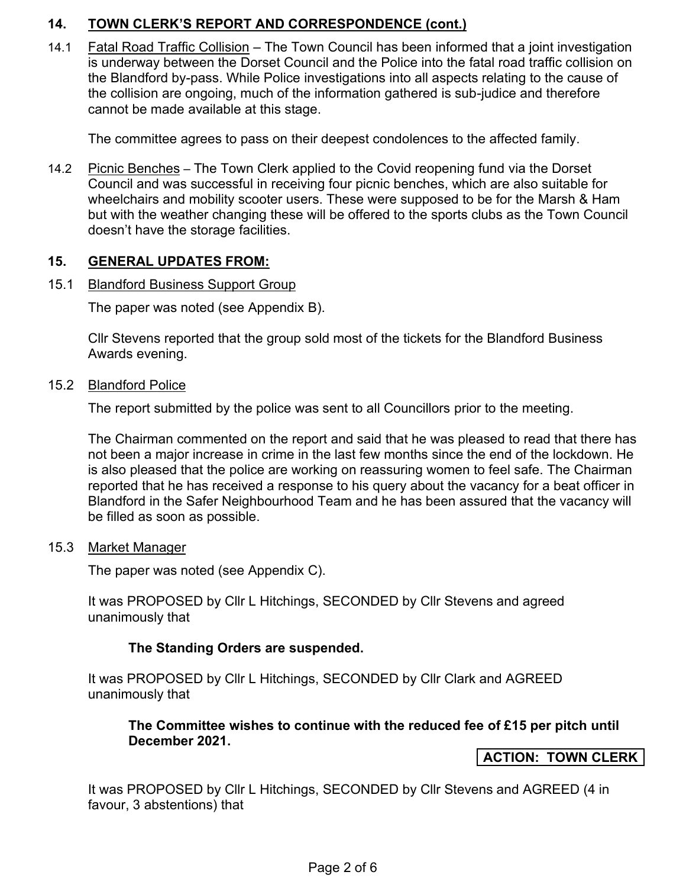## 14. TOWN CLERK'S REPORT AND CORRESPONDENCE (cont.)

14.1 Fatal Road Traffic Collision – The Town Council has been informed that a joint investigation is underway between the Dorset Council and the Police into the fatal road traffic collision on the Blandford by-pass. While Police investigations into all aspects relating to the cause of the collision are ongoing, much of the information gathered is sub-judice and therefore cannot be made available at this stage.

The committee agrees to pass on their deepest condolences to the affected family.

14.2 Picnic Benches – The Town Clerk applied to the Covid reopening fund via the Dorset Council and was successful in receiving four picnic benches, which are also suitable for wheelchairs and mobility scooter users. These were supposed to be for the Marsh & Ham but with the weather changing these will be offered to the sports clubs as the Town Council doesn't have the storage facilities.

## 15. GENERAL UPDATES FROM:

15.1 Blandford Business Support Group

The paper was noted (see Appendix B).

Cllr Stevens reported that the group sold most of the tickets for the Blandford Business Awards evening.

15.2 Blandford Police

The report submitted by the police was sent to all Councillors prior to the meeting.

The Chairman commented on the report and said that he was pleased to read that there has not been a major increase in crime in the last few months since the end of the lockdown. He is also pleased that the police are working on reassuring women to feel safe. The Chairman reported that he has received a response to his query about the vacancy for a beat officer in Blandford in the Safer Neighbourhood Team and he has been assured that the vacancy will be filled as soon as possible.

15.3 Market Manager

The paper was noted (see Appendix C).

It was PROPOSED by Cllr L Hitchings, SECONDED by Cllr Stevens and agreed unanimously that

**The Standing Orders are suspended.**

It was PROPOSED by Cllr L Hitchings, SECONDED by Cllr Clark and AGREED unanimously that

**The Committee wishes to continue with the reduced fee of £15 per pitch until December 2021.**

**ACTION: TOWN CLERK**

It was PROPOSED by Cllr L Hitchings, SECONDED by Cllr Stevens and AGREED (4 in favour, 3 abstentions) that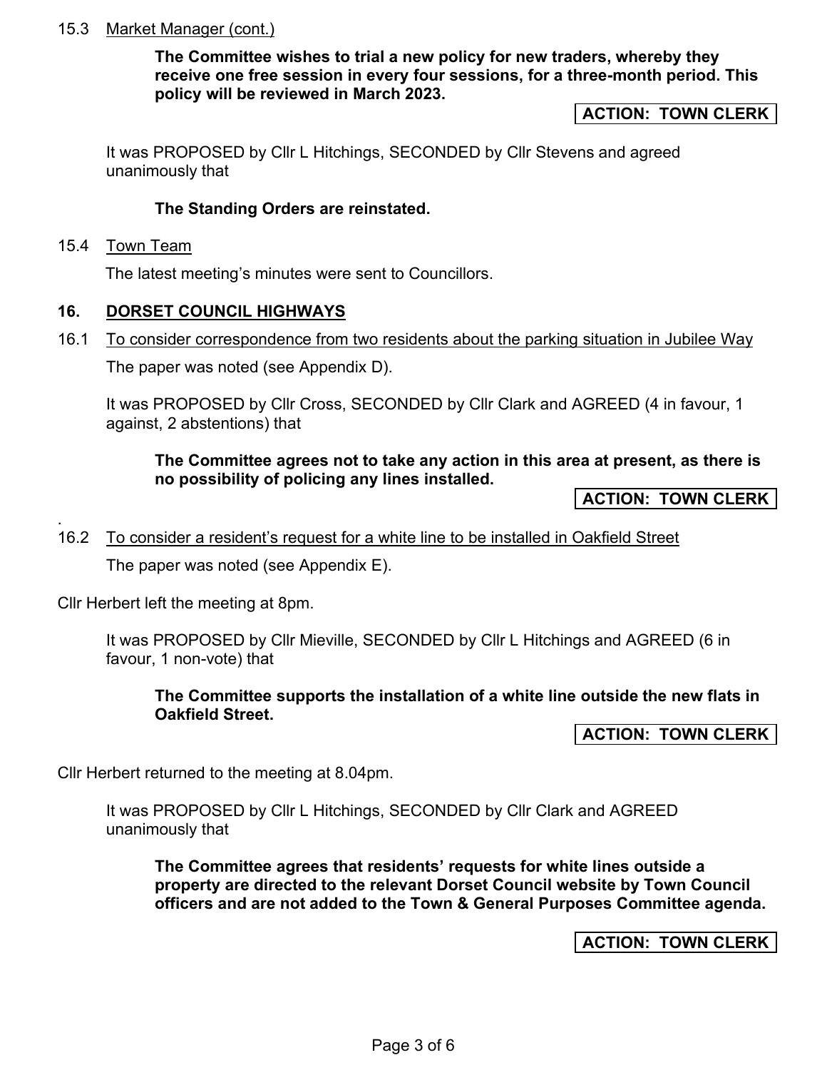15.3 Market Manager (cont.)

**The Committee wishes to trial a new policy for new traders, whereby they receive one free session in every four sessions, for a three-month period. This policy will be reviewed in March 2023.**

**ACTION: TOWN CLERK**

It was PROPOSED by Cllr L Hitchings, SECONDED by Cllr Stevens and agreed unanimously that

**The Standing Orders are reinstated.**

15.4 Town Team

The latest meeting's minutes were sent to Councillors.

## 16. DORSET COUNCIL HIGHWAYS

16.1 To consider correspondence from two residents about the parking situation in Jubilee Way

The paper was noted (see Appendix D).

It was PROPOSED by Cllr Cross, SECONDED by Cllr Clark and AGREED (4 in favour, 1 against, 2 abstentions) that

**The Committee agrees not to take any action in this area at present, as there is no possibility of policing any lines installed.**

**ACTION: TOWN CLERK**

.

16.2 To consider a resident's request for a white line to be installed in Oakfield Street

The paper was noted (see Appendix E).

Cllr Herbert left the meeting at 8pm.

It was PROPOSED by Cllr Mieville, SECONDED by Cllr L Hitchings and AGREED (6 in favour, 1 non-vote) that

**The Committee supports the installation of a white line outside the new flats in Oakfield Street.**

**ACTION: TOWN CLERK**

Cllr Herbert returned to the meeting at 8.04pm.

It was PROPOSED by Cllr L Hitchings, SECONDED by Cllr Clark and AGREED unanimously that

**The Committee agrees that residents' requests for white lines outside a property are directed to the relevant Dorset Council website by Town Council officers and are not added to the Town & General Purposes Committee agenda.**

**ACTION: TOWN CLERK**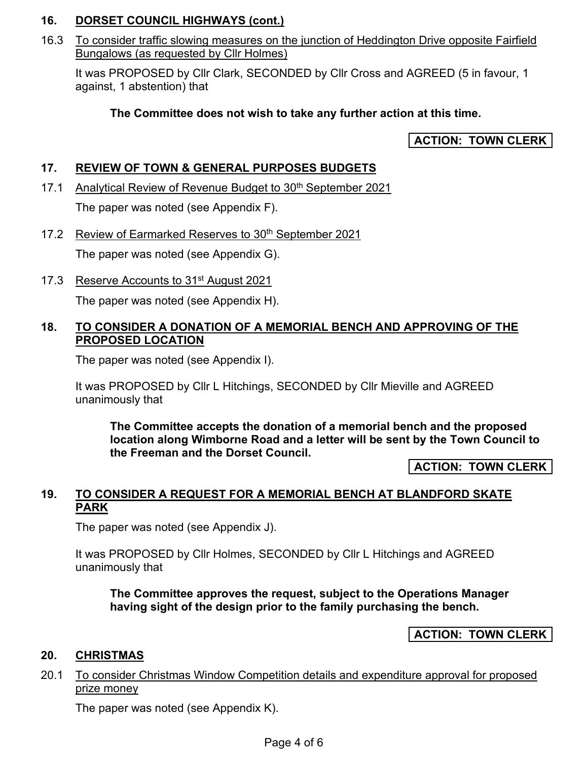## 16. DORSET COUNCIL HIGHWAYS (cont.)

16.3 To consider traffic slowing measures on the junction of Heddington Drive opposite Fairfield Bungalows (as requested by Cllr Holmes)

It was PROPOSED by Cllr Clark, SECONDED by Cllr Cross and AGREED (5 in favour, 1 against, 1 abstention) that

**The Committee does not wish to take any further action at this time.**

**ACTION: TOWN CLERK**

## 17. REVIEW OF TOWN & GENERAL PURPOSES BUDGETS

17.1 Analytical Review of Revenue Budget to 30th September 2021

The paper was noted (see Appendix F).

17.2 Review of Earmarked Reserves to 30th September 2021

The paper was noted (see Appendix G).

17.3 Reserve Accounts to 31st August 2021

The paper was noted (see Appendix H).

## 18. TO CONSIDER A DONATION OF A MEMORIAL BENCH AND APPROVING OF THE PROPOSED LOCATION

The paper was noted (see Appendix I).

It was PROPOSED by Cllr L Hitchings, SECONDED by Cllr Mieville and AGREED unanimously that

**The Committee accepts the donation of a memorial bench and the proposed location along Wimborne Road and a letter will be sent by the Town Council to the Freeman and the Dorset Council.**

**ACTION: TOWN CLERK**

## 19. TO CONSIDER A REQUEST FOR A MEMORIAL BENCH AT BLANDFORD SKATE PARK

The paper was noted (see Appendix J).

It was PROPOSED by Cllr Holmes, SECONDED by Cllr L Hitchings and AGREED unanimously that

**The Committee approves the request, subject to the Operations Manager having sight of the design prior to the family purchasing the bench.**

**ACTION: TOWN CLERK**

## 20. CHRISTMAS

20.1 To consider Christmas Window Competition details and expenditure approval for proposed prize money

The paper was noted (see Appendix K).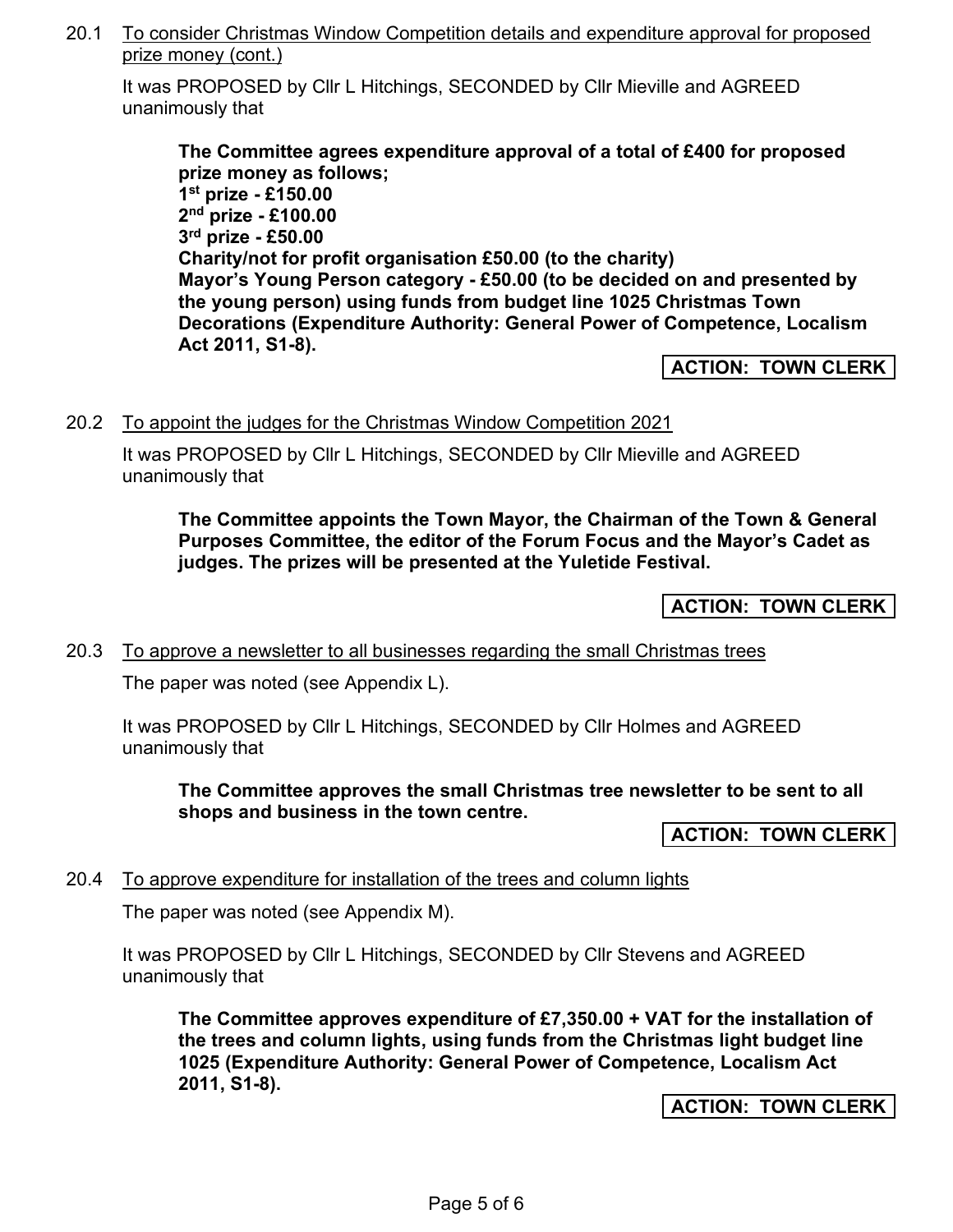20.1 <u>To consider Christmas Window Competition details and expenditure approval for proposed prize money (cont.)</u>

It was PROPOSED by Cllr L Hitchings, SECONDED by Cllr Mieville and AGREED unanimously that

> **The Committee agrees expenditure approval of a total of £400 for proposed prize money as follows;**
> **1st prize - £150.00**
> **2nd prize - £100.00**
> **3rd prize - £50.00**
> **Charity/not for profit organisation £50.00 (to the charity)**
> **Mayor's Young Person category - £50.00 (to be decided on and presented by the young person) using funds from budget line 1025 Christmas Town Decorations (Expenditure Authority: General Power of Competence, Localism Act 2011, S1-8).**

**ACTION: TOWN CLERK**

20.2 <u>To appoint the judges for the Christmas Window Competition 2021</u>

It was PROPOSED by Cllr L Hitchings, SECONDED by Cllr Mieville and AGREED unanimously that

> **The Committee appoints the Town Mayor, the Chairman of the Town & General Purposes Committee, the editor of the Forum Focus and the Mayor's Cadet as judges. The prizes will be presented at the Yuletide Festival.**

**ACTION: TOWN CLERK**

20.3 <u>To approve a newsletter to all businesses regarding the small Christmas trees</u>

The paper was noted (see Appendix L).

It was PROPOSED by Cllr L Hitchings, SECONDED by Cllr Holmes and AGREED unanimously that

> **The Committee approves the small Christmas tree newsletter to be sent to all shops and business in the town centre.**

**ACTION: TOWN CLERK**

20.4 <u>To approve expenditure for installation of the trees and column lights</u>

The paper was noted (see Appendix M).

It was PROPOSED by Cllr L Hitchings, SECONDED by Cllr Stevens and AGREED unanimously that

> **The Committee approves expenditure of £7,350.00 + VAT for the installation of the trees and column lights, using funds from the Christmas light budget line 1025 (Expenditure Authority: General Power of Competence, Localism Act 2011, S1-8).**

**ACTION: TOWN CLERK**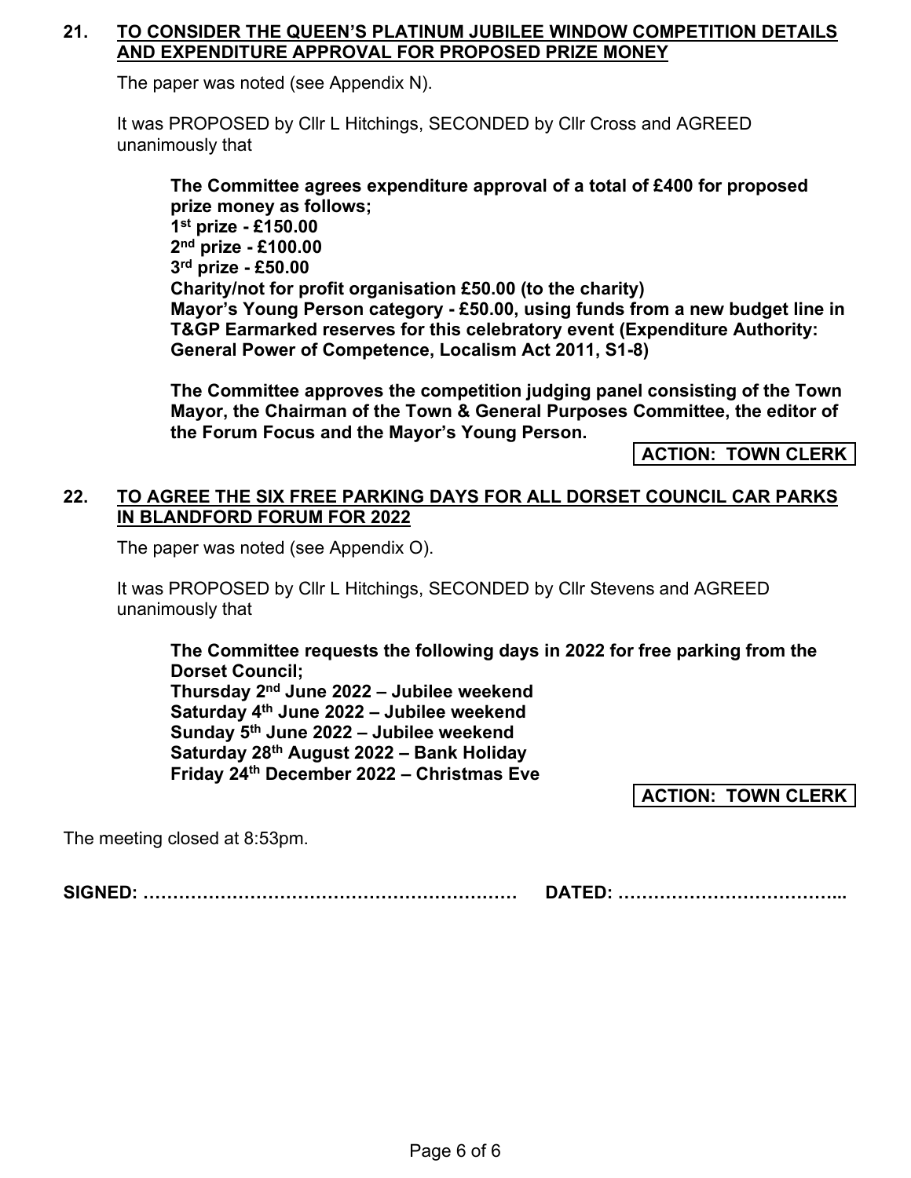## 21. TO CONSIDER THE QUEEN'S PLATINUM JUBILEE WINDOW COMPETITION DETAILS AND EXPENDITURE APPROVAL FOR PROPOSED PRIZE MONEY

The paper was noted (see Appendix N).

It was PROPOSED by Cllr L Hitchings, SECONDED by Cllr Cross and AGREED unanimously that

> **The Committee agrees expenditure approval of a total of £400 for proposed prize money as follows;**
> **1st prize - £150.00**
> **2nd prize - £100.00**
> **3rd prize - £50.00**
> **Charity/not for profit organisation £50.00 (to the charity)**
> **Mayor's Young Person category - £50.00, using funds from a new budget line in T&GP Earmarked reserves for this celebratory event (Expenditure Authority: General Power of Competence, Localism Act 2011, S1-8)**
>
> **The Committee approves the competition judging panel consisting of the Town Mayor, the Chairman of the Town & General Purposes Committee, the editor of the Forum Focus and the Mayor's Young Person.**

**ACTION: TOWN CLERK**

## 22. TO AGREE THE SIX FREE PARKING DAYS FOR ALL DORSET COUNCIL CAR PARKS IN BLANDFORD FORUM FOR 2022

The paper was noted (see Appendix O).

It was PROPOSED by Cllr L Hitchings, SECONDED by Cllr Stevens and AGREED unanimously that

> **The Committee requests the following days in 2022 for free parking from the Dorset Council;**
> **Thursday 2nd June 2022 – Jubilee weekend**
> **Saturday 4th June 2022 – Jubilee weekend**
> **Sunday 5th June 2022 – Jubilee weekend**
> **Saturday 28th August 2022 – Bank Holiday**
> **Friday 24th December 2022 – Christmas Eve**

**ACTION: TOWN CLERK**

The meeting closed at 8:53pm.

**SIGNED: ………………………………………………………  DATED: ………………………………..**